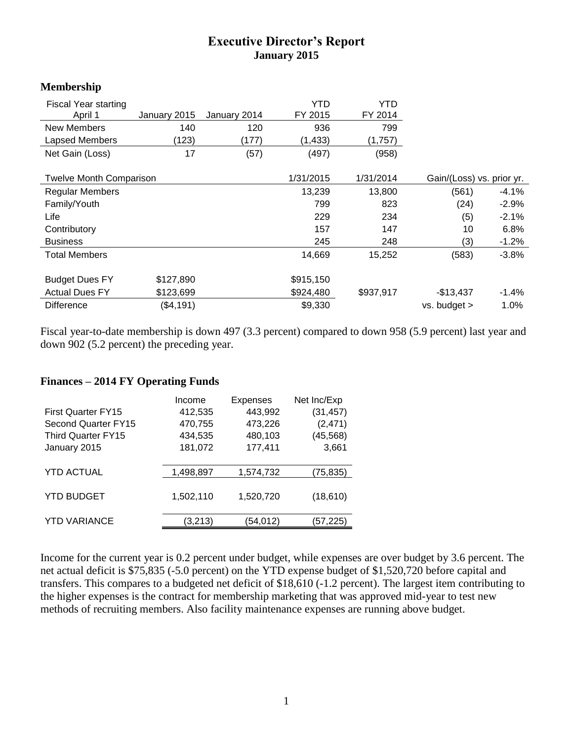# Executive Director's Report
## January 2015

### Membership

| Fiscal Year starting April 1 | January 2015 | January 2014 | YTD FY 2015 | YTD FY 2014 | | |
|---|---|---|---|---|---|---|
| New Members | 140 | 120 | 936 | 799 | | |
| Lapsed Members | (123) | (177) | (1,433) | (1,757) | | |
| Net Gain (Loss) | 17 | (57) | (497) | (958) | | |
| | | | | | | |
| Twelve Month Comparison | | | 1/31/2015 | 1/31/2014 | Gain/(Loss) vs. prior yr. | |
| Regular Members | | | 13,239 | 13,800 | (561) | -4.1% |
| Family/Youth | | | 799 | 823 | (24) | -2.9% |
| Life | | | 229 | 234 | (5) | -2.1% |
| Contributory | | | 157 | 147 | 10 | 6.8% |
| Business | | | 245 | 248 | (3) | -1.2% |
| Total Members | | | 14,669 | 15,252 | (583) | -3.8% |
| | | | | | | |
| Budget Dues FY | $127,890 | | $915,150 | | | |
| Actual Dues FY | $123,699 | | $924,480 | $937,917 | -$13,437 | -1.4% |
| Difference | ($4,191) | | $9,330 | | vs. budget > | 1.0% |

Fiscal year-to-date membership is down 497 (3.3 percent) compared to down 958 (5.9 percent) last year and down 902 (5.2 percent) the preceding year.

### Finances – 2014 FY Operating Funds

| | Income | Expenses | Net Inc/Exp |
|---|---|---|---|
| First Quarter FY15 | 412,535 | 443,992 | (31,457) |
| Second Quarter FY15 | 470,755 | 473,226 | (2,471) |
| Third Quarter FY15 | 434,535 | 480,103 | (45,568) |
| January 2015 | 181,072 | 177,411 | 3,661 |
| YTD ACTUAL | 1,498,897 | 1,574,732 | (75,835) |
| YTD BUDGET | 1,502,110 | 1,520,720 | (18,610) |
| YTD VARIANCE | (3,213) | (54,012) | (57,225) |

Income for the current year is 0.2 percent under budget, while expenses are over budget by 3.6 percent. The net actual deficit is $75,835 (-5.0 percent) on the YTD expense budget of $1,520,720 before capital and transfers. This compares to a budgeted net deficit of $18,610 (-1.2 percent). The largest item contributing to the higher expenses is the contract for membership marketing that was approved mid-year to test new methods of recruiting members. Also facility maintenance expenses are running above budget.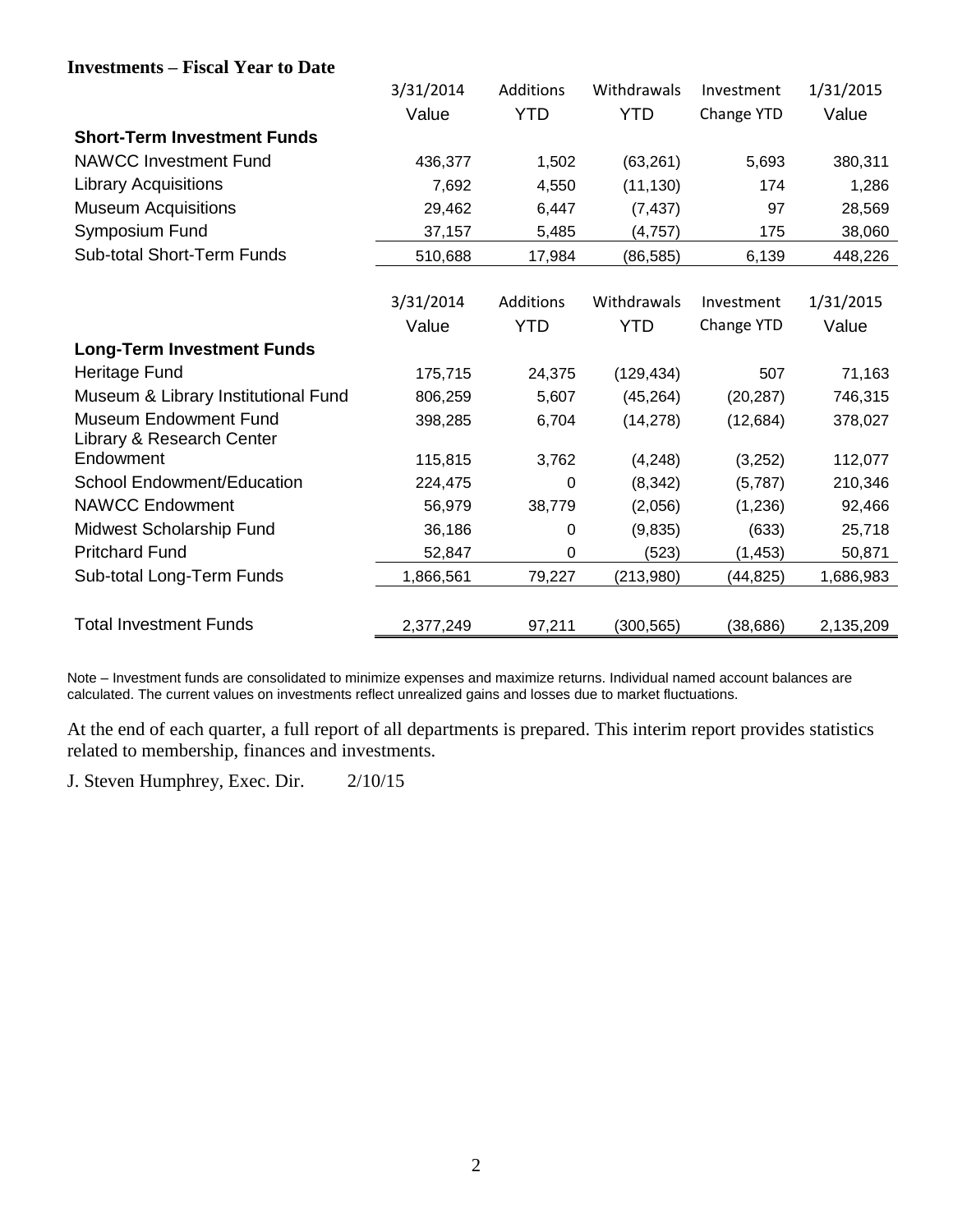**Investments – Fiscal Year to Date**

| | 3/31/2014 Value | Additions YTD | Withdrawals YTD | Investment Change YTD | 1/31/2015 Value |
|---|---|---|---|---|---|
| **Short-Term Investment Funds** | | | | | |
| NAWCC Investment Fund | 436,377 | 1,502 | (63,261) | 5,693 | 380,311 |
| Library Acquisitions | 7,692 | 4,550 | (11,130) | 174 | 1,286 |
| Museum Acquisitions | 29,462 | 6,447 | (7,437) | 97 | 28,569 |
| Symposium Fund | 37,157 | 5,485 | (4,757) | 175 | 38,060 |
| Sub-total Short-Term Funds | 510,688 | 17,984 | (86,585) | 6,139 | 448,226 |

| | 3/31/2014 Value | Additions YTD | Withdrawals YTD | Investment Change YTD | 1/31/2015 Value |
|---|---|---|---|---|---|
| **Long-Term Investment Funds** | | | | | |
| Heritage Fund | 175,715 | 24,375 | (129,434) | 507 | 71,163 |
| Museum & Library Institutional Fund | 806,259 | 5,607 | (45,264) | (20,287) | 746,315 |
| Museum Endowment Fund | 398,285 | 6,704 | (14,278) | (12,684) | 378,027 |
| Library & Research Center Endowment | 115,815 | 3,762 | (4,248) | (3,252) | 112,077 |
| School Endowment/Education | 224,475 | 0 | (8,342) | (5,787) | 210,346 |
| NAWCC Endowment | 56,979 | 38,779 | (2,056) | (1,236) | 92,466 |
| Midwest Scholarship Fund | 36,186 | 0 | (9,835) | (633) | 25,718 |
| Pritchard Fund | 52,847 | 0 | (523) | (1,453) | 50,871 |
| Sub-total Long-Term Funds | 1,866,561 | 79,227 | (213,980) | (44,825) | 1,686,983 |
| | | | | | |
| Total Investment Funds | 2,377,249 | 97,211 | (300,565) | (38,686) | 2,135,209 |

Note – Investment funds are consolidated to minimize expenses and maximize returns. Individual named account balances are calculated. The current values on investments reflect unrealized gains and losses due to market fluctuations.

At the end of each quarter, a full report of all departments is prepared. This interim report provides statistics related to membership, finances and investments.

J. Steven Humphrey, Exec. Dir. 2/10/15